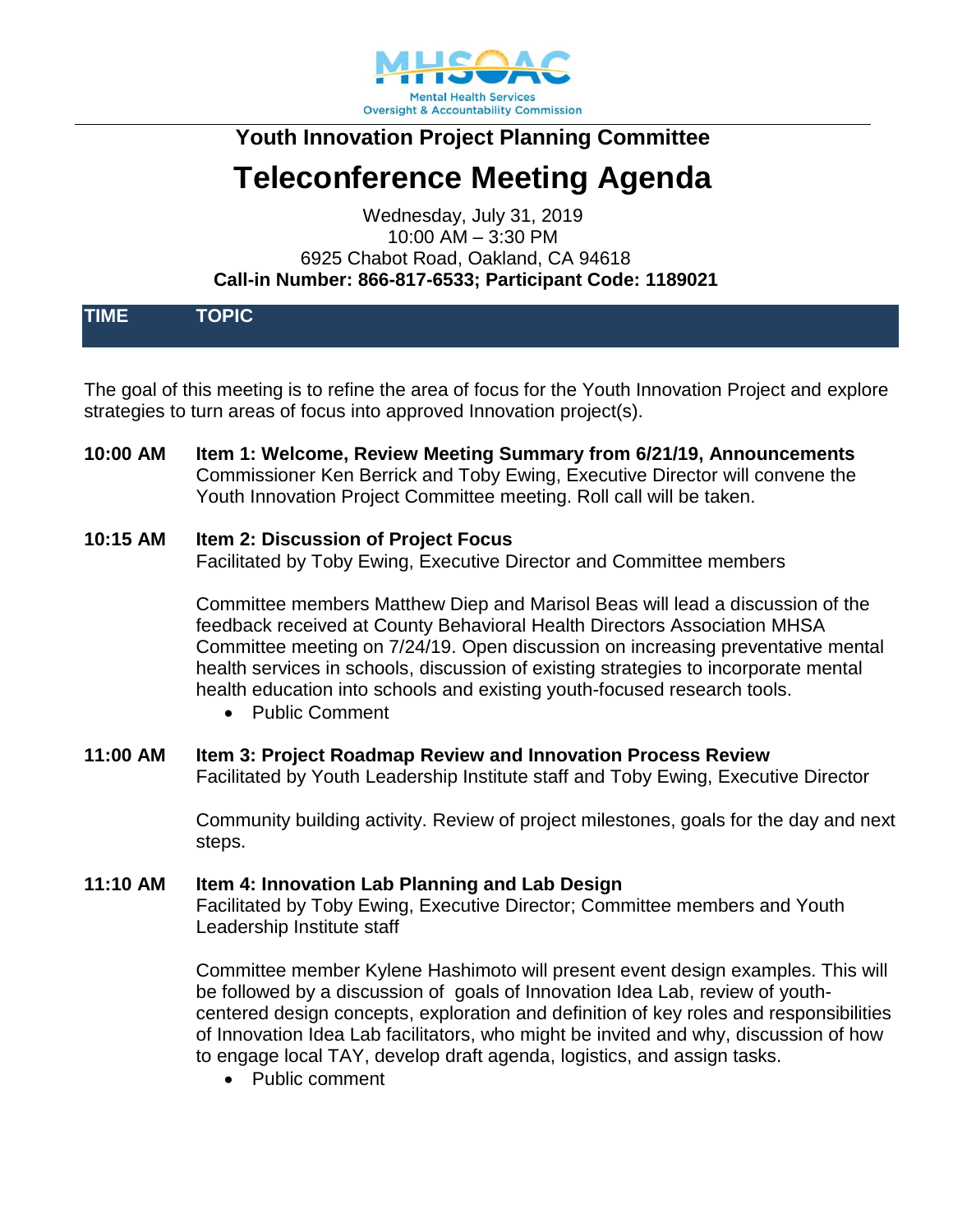MHSOAC
Mental Health Services
Oversight & Accountability Commission

## Youth Innovation Project Planning Committee

# Teleconference Meeting Agenda

Wednesday, July 31, 2019
10:00 AM – 3:30 PM
6925 Chabot Road, Oakland, CA 94618
**Call-in Number: 866-817-6533; Participant Code: 1189021**

| TIME | TOPIC |
|---|---|

The goal of this meeting is to refine the area of focus for the Youth Innovation Project and explore strategies to turn areas of focus into approved Innovation project(s).

**10:00 AM** **Item 1: Welcome, Review Meeting Summary from 6/21/19, Announcements**
Commissioner Ken Berrick and Toby Ewing, Executive Director will convene the Youth Innovation Project Committee meeting. Roll call will be taken.

**10:15 AM** **Item 2: Discussion of Project Focus**
Facilitated by Toby Ewing, Executive Director and Committee members

Committee members Matthew Diep and Marisol Beas will lead a discussion of the feedback received at County Behavioral Health Directors Association MHSA Committee meeting on 7/24/19. Open discussion on increasing preventative mental health services in schools, discussion of existing strategies to incorporate mental health education into schools and existing youth-focused research tools.

- Public Comment

**11:00 AM** **Item 3: Project Roadmap Review and Innovation Process Review**
Facilitated by Youth Leadership Institute staff and Toby Ewing, Executive Director

Community building activity. Review of project milestones, goals for the day and next steps.

**11:10 AM** **Item 4: Innovation Lab Planning and Lab Design**
Facilitated by Toby Ewing, Executive Director; Committee members and Youth Leadership Institute staff

Committee member Kylene Hashimoto will present event design examples. This will be followed by a discussion of goals of Innovation Idea Lab, review of youth-centered design concepts, exploration and definition of key roles and responsibilities of Innovation Idea Lab facilitators, who might be invited and why, discussion of how to engage local TAY, develop draft agenda, logistics, and assign tasks.

- Public comment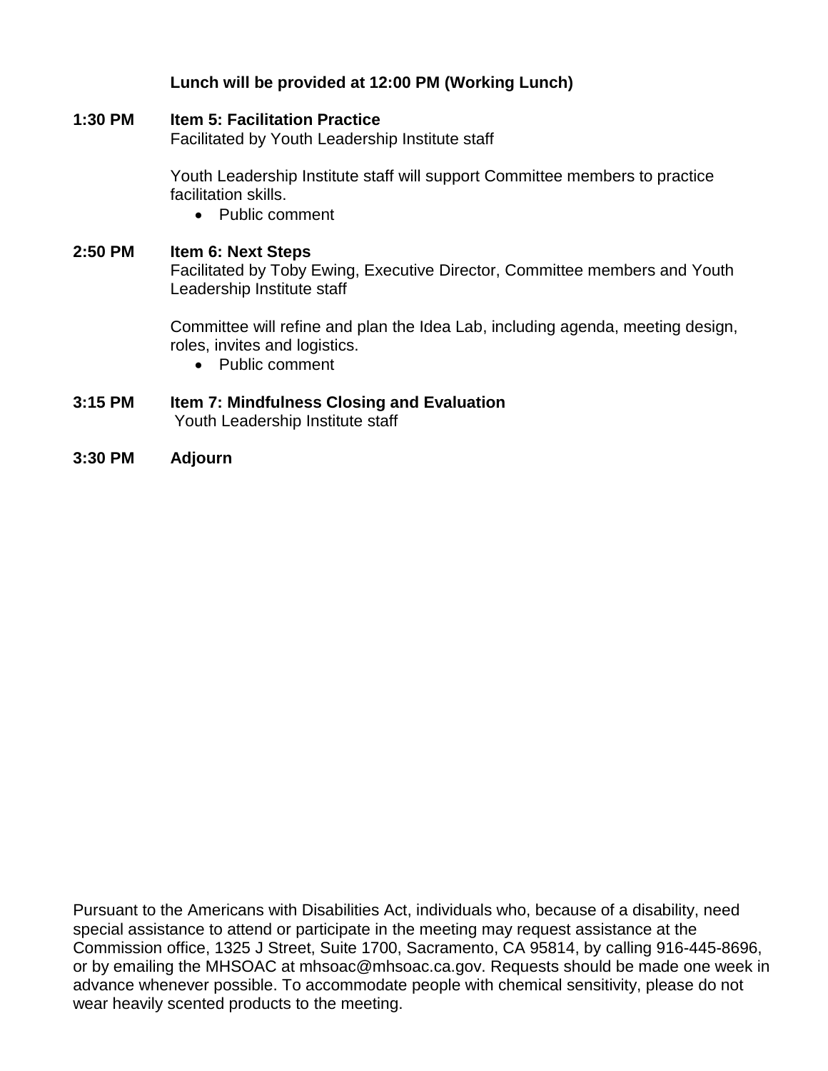**Lunch will be provided at 12:00 PM (Working Lunch)**

**1:30 PM** **Item 5: Facilitation Practice**
Facilitated by Youth Leadership Institute staff

Youth Leadership Institute staff will support Committee members to practice facilitation skills.

- Public comment

**2:50 PM** **Item 6: Next Steps**
Facilitated by Toby Ewing, Executive Director, Committee members and Youth Leadership Institute staff

Committee will refine and plan the Idea Lab, including agenda, meeting design, roles, invites and logistics.

- Public comment

**3:15 PM** **Item 7: Mindfulness Closing and Evaluation**
Youth Leadership Institute staff

**3:30 PM** **Adjourn**

Pursuant to the Americans with Disabilities Act, individuals who, because of a disability, need special assistance to attend or participate in the meeting may request assistance at the Commission office, 1325 J Street, Suite 1700, Sacramento, CA 95814, by calling 916-445-8696, or by emailing the MHSOAC at mhsoac@mhsoac.ca.gov. Requests should be made one week in advance whenever possible. To accommodate people with chemical sensitivity, please do not wear heavily scented products to the meeting.